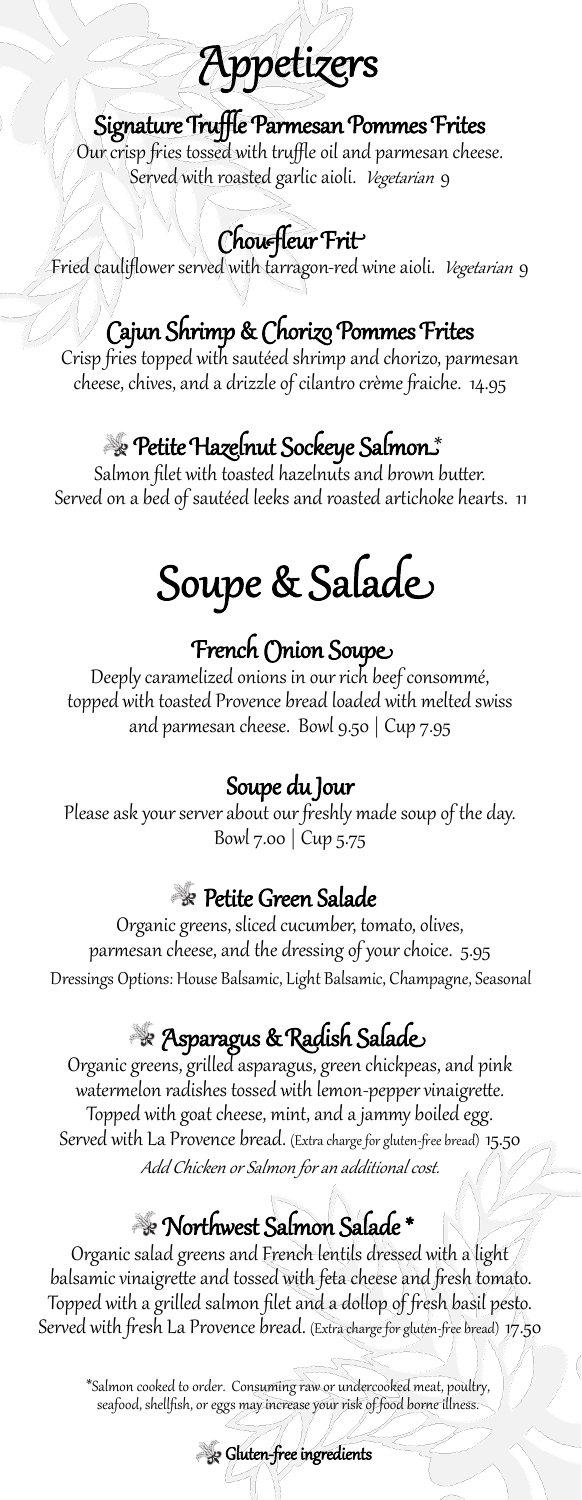# Appetizers

### Signature Truffle Parmesan Pommes Frites

Our crisp fries tossed with truffle oil and parmesan cheese. Served with roasted garlic aioli. *Vegetarian* 9

### Chou-fleur Frit

Fried cauliflower served with tarragon-red wine aioli. *Vegetarian* 9

### Cajun Shrimp & Chorizo Pommes Frites

Crisp fries topped with sautéed shrimp and chorizo, parmesan cheese, chives, and a drizzle of cilantro crème fraiche. 14.95

### Petite Hazelnut Sockeye Salmon*

Salmon filet with toasted hazelnuts and brown butter. Served on a bed of sautéed leeks and roasted artichoke hearts. 11

# Soupe & Salade

### French Onion Soupe

Deeply caramelized onions in our rich beef consommé, topped with toasted Provence bread loaded with melted swiss and parmesan cheese. Bowl 9.50 | Cup 7.95

### Soupe du Jour

Please ask your server about our freshly made soup of the day. Bowl 7.00 | Cup 5.75

### Petite Green Salade

Organic greens, sliced cucumber, tomato, olives, parmesan cheese, and the dressing of your choice. 5.95

Dressings Options: House Balsamic, Light Balsamic, Champagne, Seasonal

### Asparagus & Radish Salade

Organic greens, grilled asparagus, green chickpeas, and pink watermelon radishes tossed with lemon-pepper vinaigrette. Topped with goat cheese, mint, and a jammy boiled egg. Served with La Provence bread. (Extra charge for gluten-free bread) 15.50

*Add Chicken or Salmon for an additional cost.*

### Northwest Salmon Salade *

Organic salad greens and French lentils dressed with a light balsamic vinaigrette and tossed with feta cheese and fresh tomato. Topped with a grilled salmon filet and a dollop of fresh basil pesto. Served with fresh La Provence bread. (Extra charge for gluten-free bread) 17.50

*Salmon cooked to order. Consuming raw or undercooked meat, poultry, seafood, shellfish, or eggs may increase your risk of food borne illness.

Gluten-free ingredients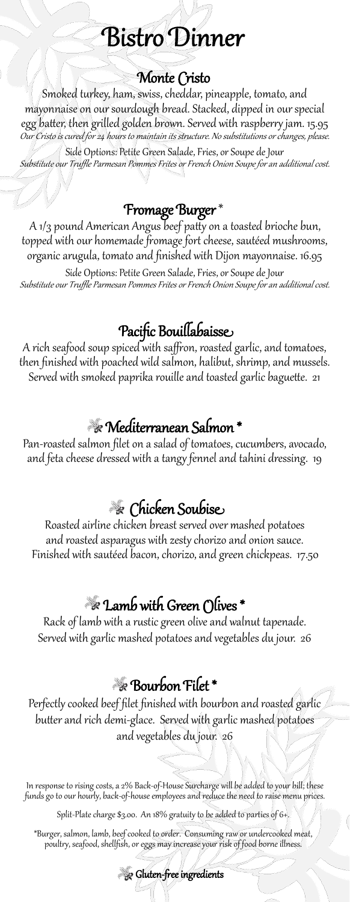# Bistro Dinner

## Monte Cristo

Smoked turkey, ham, swiss, cheddar, pineapple, tomato, and mayonnaise on our sourdough bread. Stacked, dipped in our special egg batter, then grilled golden brown. Served with raspberry jam. 15.95

*Our Cristo is cured for 24 hours to maintain its structure. No substitutions or changes, please.*

Side Options: Petite Green Salade, Fries, or Soupe de Jour

*Substitute our Truffle Parmesan Pommes Frites or French Onion Soupe for an additional cost.*

## Fromage Burger *

A 1/3 pound American Angus beef patty on a toasted brioche bun, topped with our homemade fromage fort cheese, sautéed mushrooms, organic arugula, tomato and finished with Dijon mayonnaise. 16.95

Side Options: Petite Green Salade, Fries, or Soupe de Jour

*Substitute our Truffle Parmesan Pommes Frites or French Onion Soupe for an additional cost.*

## Pacific Bouillabaisse

A rich seafood soup spiced with saffron, roasted garlic, and tomatoes, then finished with poached wild salmon, halibut, shrimp, and mussels. Served with smoked paprika rouille and toasted garlic baguette. 21

## ❦ Mediterranean Salmon *

Pan-roasted salmon filet on a salad of tomatoes, cucumbers, avocado, and feta cheese dressed with a tangy fennel and tahini dressing. 19

## ❦ Chicken Soubise

Roasted airline chicken breast served over mashed potatoes and roasted asparagus with zesty chorizo and onion sauce. Finished with sautéed bacon, chorizo, and green chickpeas. 17.50

## ❦ Lamb with Green Olives *

Rack of lamb with a rustic green olive and walnut tapenade. Served with garlic mashed potatoes and vegetables du jour. 26

## ❦ Bourbon Filet *

Perfectly cooked beef filet finished with bourbon and roasted garlic butter and rich demi-glace. Served with garlic mashed potatoes and vegetables du jour. 26

In response to rising costs, a 2% Back-of-House Surcharge will be added to your bill; these funds go to our hourly, back-of-house employees and reduce the need to raise menu prices.

Split-Plate charge $3.00. An 18% gratuity to be added to parties of 6+.

*Burger, salmon, lamb, beef cooked to order. Consuming raw or undercooked meat, poultry, seafood, shellfish, or eggs may increase your risk of food borne illness.

❦ Gluten-free ingredients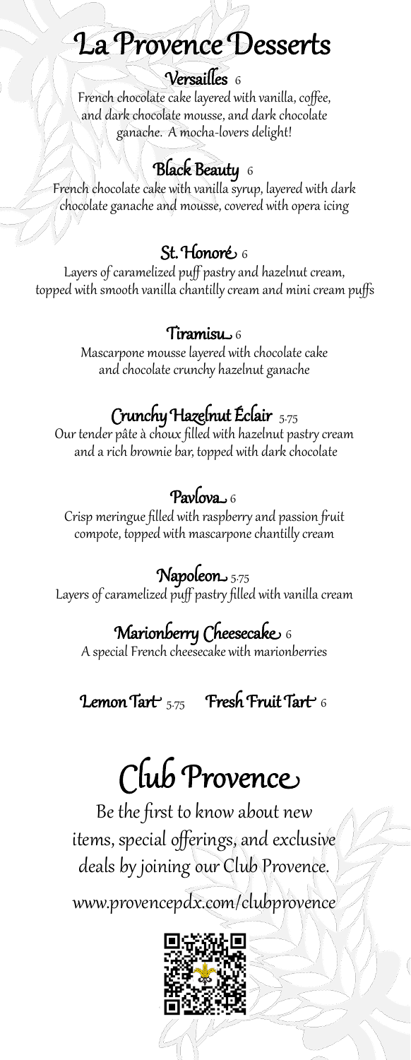# La Provence Desserts

## Versailles 6

French chocolate cake layered with vanilla, coffee, and dark chocolate mousse, and dark chocolate ganache. A mocha-lovers delight!

## Black Beauty 6

French chocolate cake with vanilla syrup, layered with dark chocolate ganache and mousse, covered with opera icing

## St. Honoré 6

Layers of caramelized puff pastry and hazelnut cream, topped with smooth vanilla chantilly cream and mini cream puffs

## Tiramisu 6

Mascarpone mousse layered with chocolate cake and chocolate crunchy hazelnut ganache

## Crunchy Hazelnut Éclair 5.75

Our tender pâte à choux filled with hazelnut pastry cream and a rich brownie bar, topped with dark chocolate

## Pavlova 6

Crisp meringue filled with raspberry and passion fruit compote, topped with mascarpone chantilly cream

## Napoleon 5.75

Layers of caramelized puff pastry filled with vanilla cream

## Marionberry Cheesecake 6

A special French cheesecake with marionberries

## Lemon Tart 5.75 Fresh Fruit Tart 6

# Club Provence

Be the first to know about new items, special offerings, and exclusive deals by joining our Club Provence.

www.provencepdx.com/clubprovence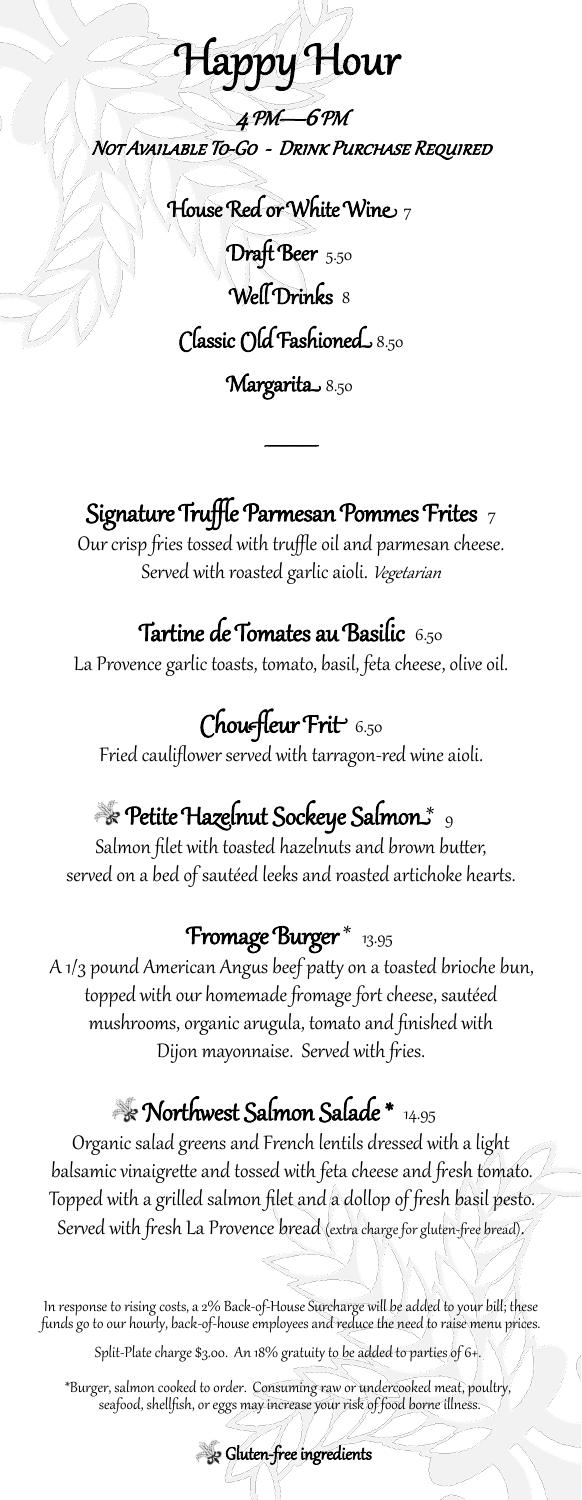# Happy Hour

*4 PM—6 PM*

*Not Available To-Go - Drink Purchase Required*

**House Red or White Wine** 7

**Draft Beer** 5.50

**Well Drinks** 8

**Classic Old Fashioned** 8.50

**Margarita** 8.50

---

## Signature Truffle Parmesan Pommes Frites 7

Our crisp fries tossed with truffle oil and parmesan cheese. Served with roasted garlic aioli. *Vegetarian*

## Tartine de Tomates au Basilic 6.50

La Provence garlic toasts, tomato, basil, feta cheese, olive oil.

## Chou-fleur Frit 6.50

Fried cauliflower served with tarragon-red wine aioli.

## ❧ Petite Hazelnut Sockeye Salmon* 9

Salmon filet with toasted hazelnuts and brown butter, served on a bed of sautéed leeks and roasted artichoke hearts.

## Fromage Burger* 13.95

A 1/3 pound American Angus beef patty on a toasted brioche bun, topped with our homemade fromage fort cheese, sautéed mushrooms, organic arugula, tomato and finished with Dijon mayonnaise. Served with fries.

## ❧ Northwest Salmon Salade* 14.95

Organic salad greens and French lentils dressed with a light balsamic vinaigrette and tossed with feta cheese and fresh tomato. Topped with a grilled salmon filet and a dollop of fresh basil pesto. Served with fresh La Provence bread (extra charge for gluten-free bread).

In response to rising costs, a 2% Back-of-House Surcharge will be added to your bill; these funds go to our hourly, back-of-house employees and reduce the need to raise menu prices.

Split-Plate charge $3.00. An 18% gratuity to be added to parties of 6+.

*Burger, salmon cooked to order. Consuming raw or undercooked meat, poultry, seafood, shellfish, or eggs may increase your risk of food borne illness.

❧ Gluten-free ingredients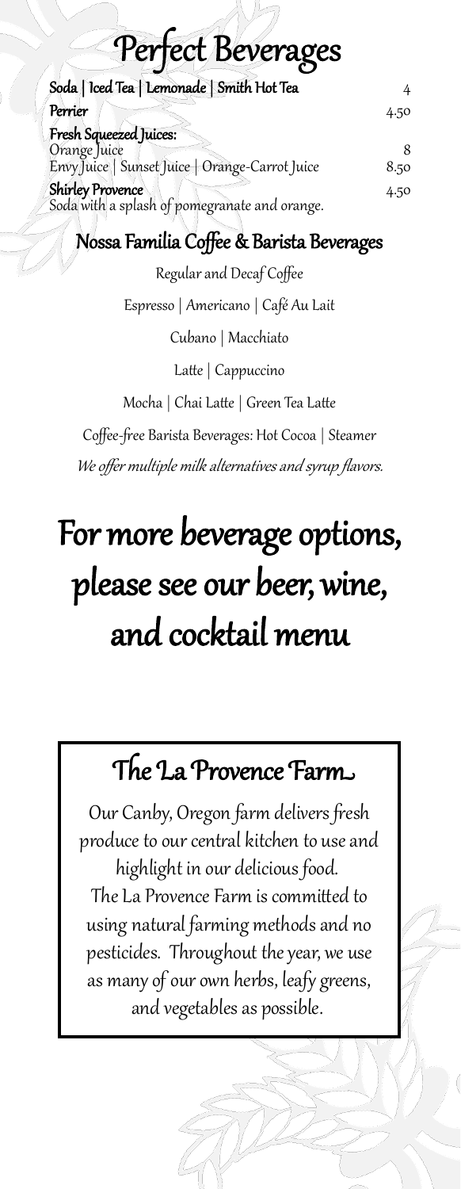# Perfect Beverages

| | |
|---|---|
| **Soda \| Iced Tea \| Lemonade \| Smith Hot Tea** | 4 |
| **Perrier** | 4.50 |
| **Fresh Squeezed Juices:** | |
| Orange Juice | 8 |
| Envy Juice \| Sunset Juice \| Orange-Carrot Juice | 8.50 |
| **Shirley Provence** | 4.50 |
| Soda with a splash of pomegranate and orange. | |

## Nossa Familia Coffee & Barista Beverages

Regular and Decaf Coffee

Espresso | Americano | Café Au Lait

Cubano | Macchiato

Latte | Cappuccino

Mocha | Chai Latte | Green Tea Latte

Coffee-free Barista Beverages: Hot Cocoa | Steamer

*We offer multiple milk alternatives and syrup flavors.*

# For more beverage options, please see our beer, wine, and cocktail menu

## The La Provence Farm

Our Canby, Oregon farm delivers fresh produce to our central kitchen to use and highlight in our delicious food. The La Provence Farm is committed to using natural farming methods and no pesticides. Throughout the year, we use as many of our own herbs, leafy greens, and vegetables as possible.